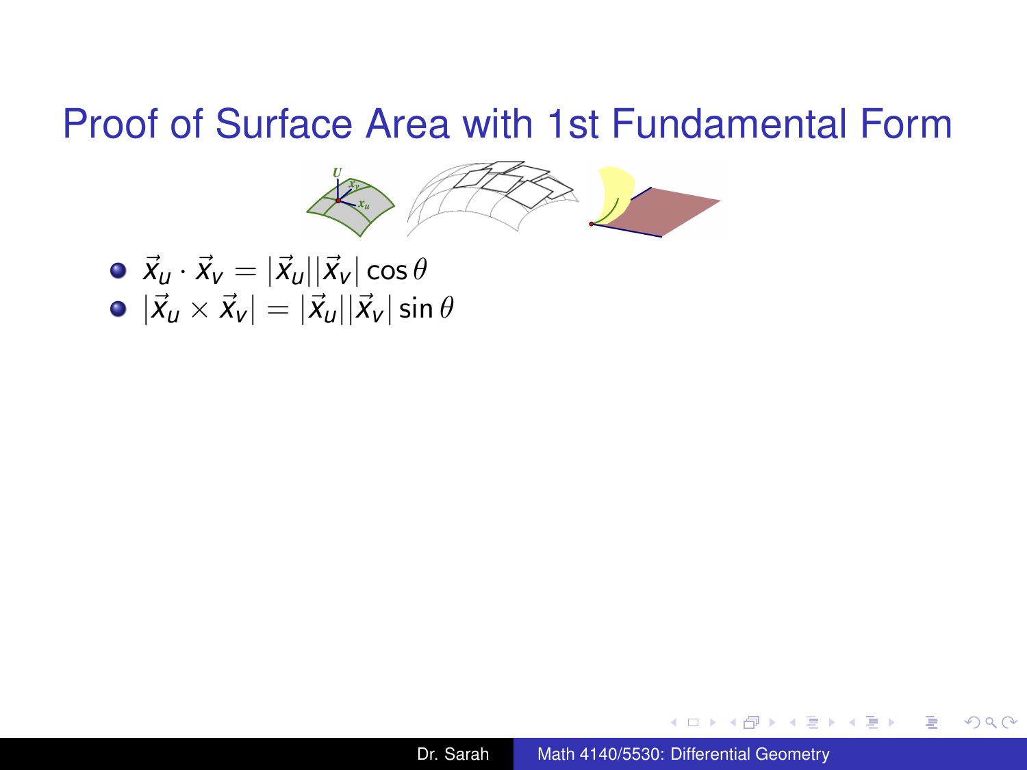# Proof of Surface Area with 1st Fundamental Form

- $\vec{x}_u \cdot \vec{x}_v = |\vec{x}_u||\vec{x}_v| \cos\theta$
- $|\vec{x}_u \times \vec{x}_v| = |\vec{x}_u||\vec{x}_v| \sin\theta$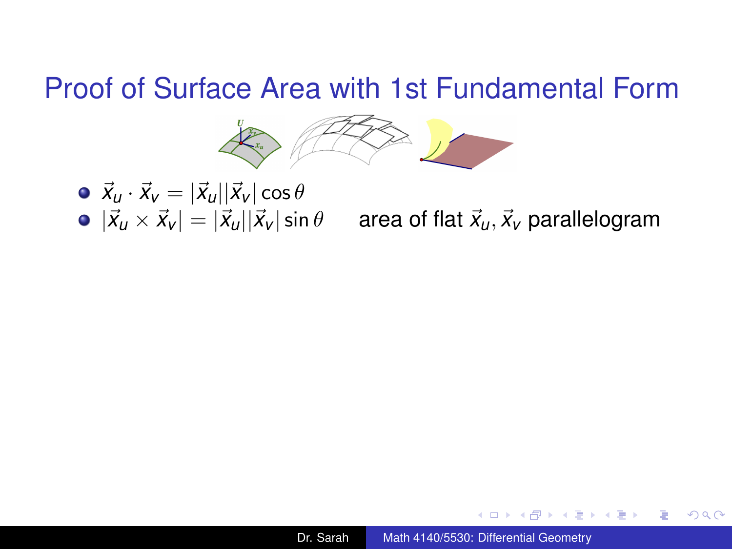# Proof of Surface Area with 1st Fundamental Form

- $\vec{x}_u \cdot \vec{x}_v = |\vec{x}_u||\vec{x}_v| \cos\theta$
- $|\vec{x}_u \times \vec{x}_v| = |\vec{x}_u||\vec{x}_v| \sin\theta$ area of flat $\vec{x}_u, \vec{x}_v$ parallelogram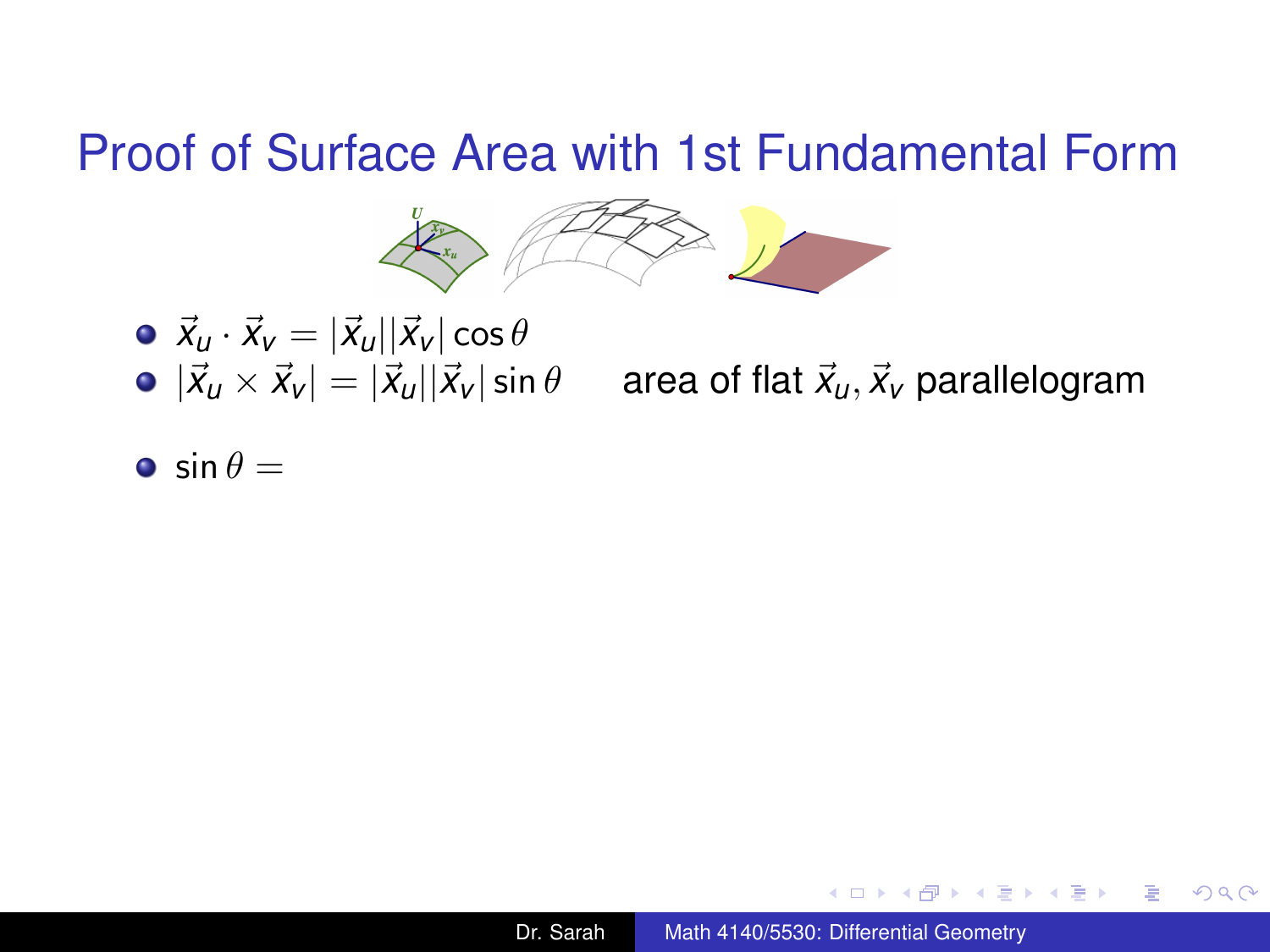# Proof of Surface Area with 1st Fundamental Form

- $\vec{x}_u \cdot \vec{x}_v = |\vec{x}_u||\vec{x}_v| \cos\theta$
- $|\vec{x}_u \times \vec{x}_v| = |\vec{x}_u||\vec{x}_v| \sin\theta$ area of flat $\vec{x}_u, \vec{x}_v$ parallelogram
- $\sin\theta =$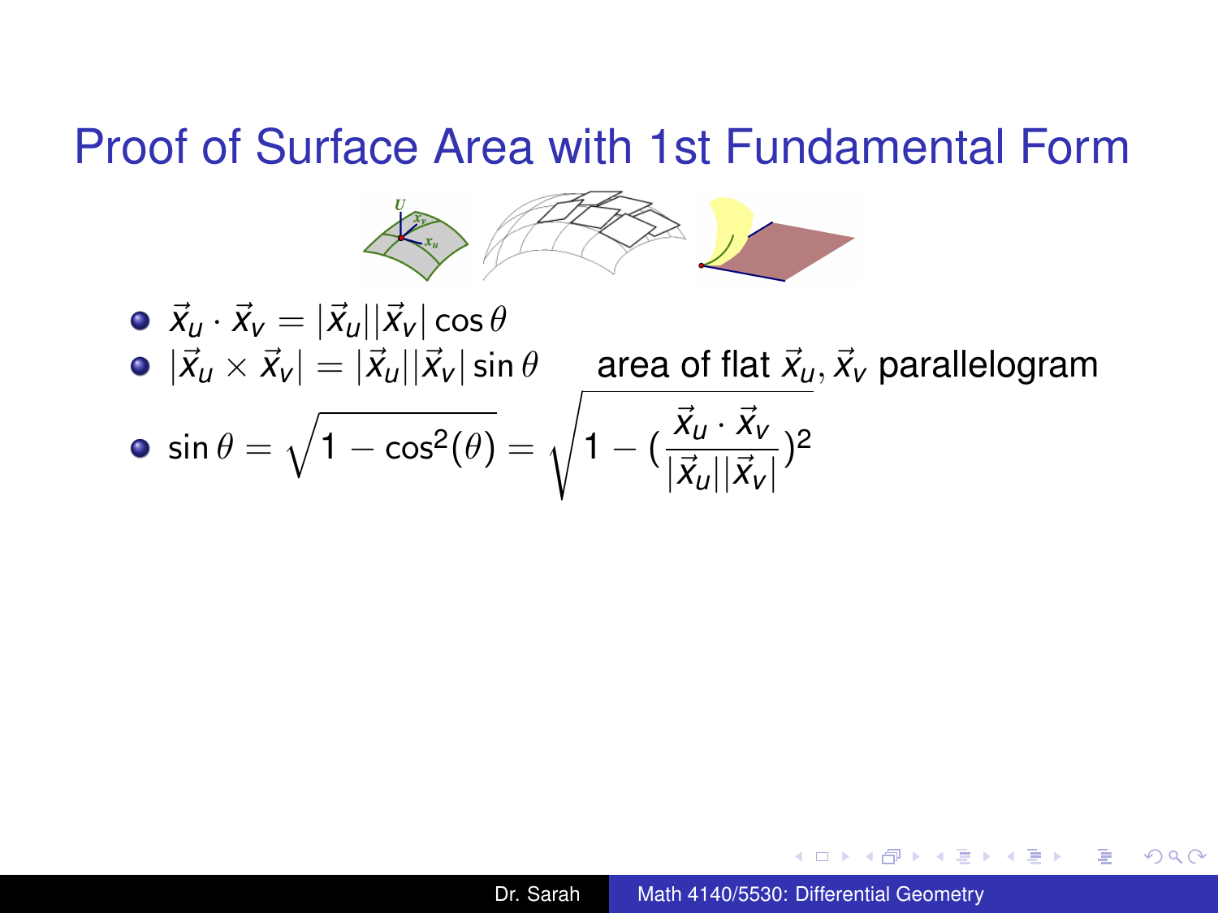# Proof of Surface Area with 1st Fundamental Form

- $\vec{x}_u \cdot \vec{x}_v = |\vec{x}_u||\vec{x}_v| \cos\theta$
- $|\vec{x}_u \times \vec{x}_v| = |\vec{x}_u||\vec{x}_v| \sin\theta$ area of flat $\vec{x}_u, \vec{x}_v$ parallelogram
- $\sin\theta = \sqrt{1 - \cos^2(\theta)} = \sqrt{1 - (\frac{\vec{x}_u \cdot \vec{x}_v}{|\vec{x}_u||\vec{x}_v|})^2}$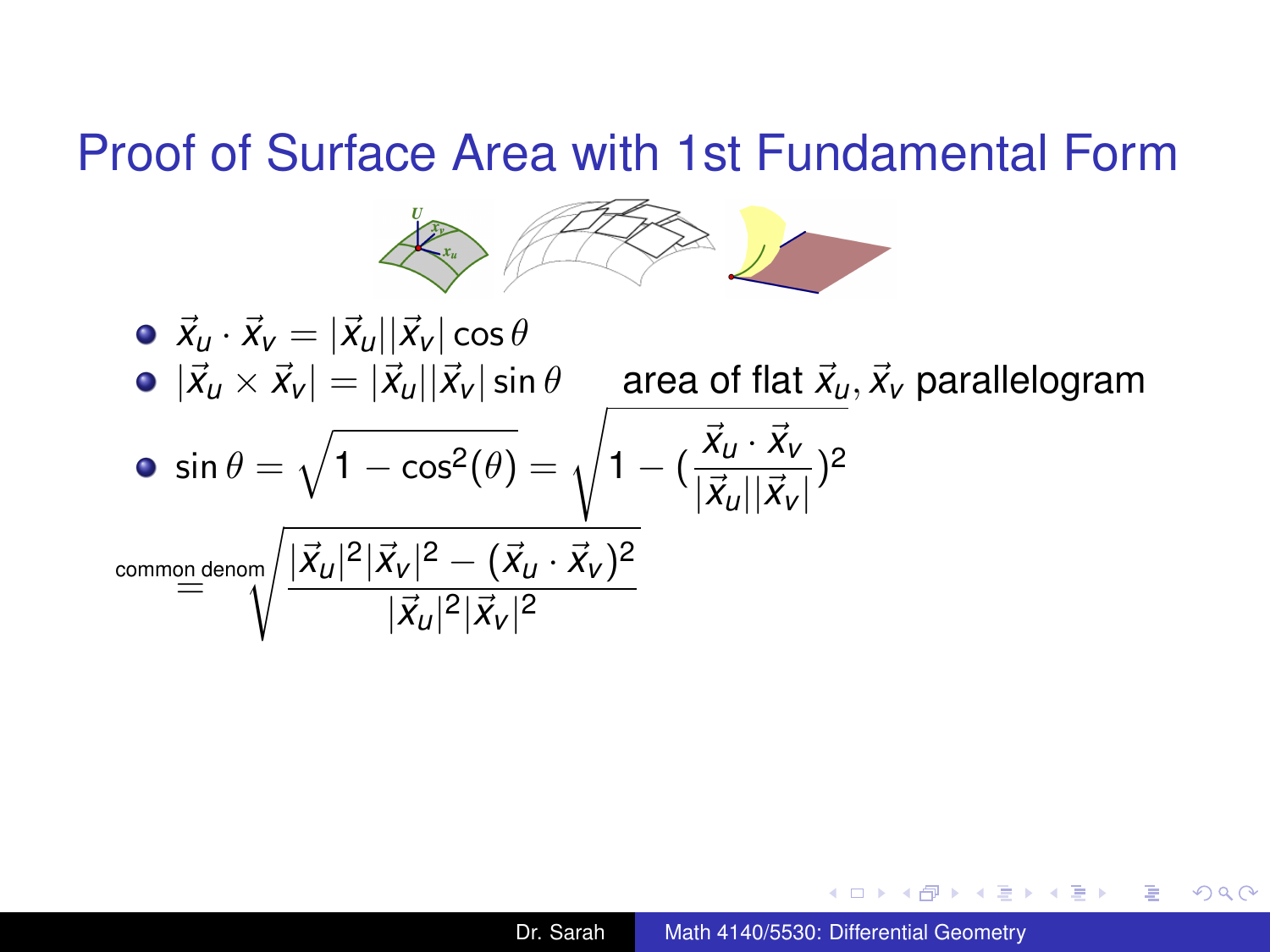# Proof of Surface Area with 1st Fundamental Form

- $\vec{x}_u \cdot \vec{x}_v = |\vec{x}_u||\vec{x}_v| \cos\theta$
- $|\vec{x}_u \times \vec{x}_v| = |\vec{x}_u||\vec{x}_v| \sin\theta$ area of flat $\vec{x}_u, \vec{x}_v$ parallelogram
- $\sin\theta = \sqrt{1 - \cos^2(\theta)} = \sqrt{1 - (\frac{\vec{x}_u \cdot \vec{x}_v}{|\vec{x}_u||\vec{x}_v|})^2}$

$$\overset{\text{common denom}}{=} \sqrt{\frac{|\vec{x}_u|^2|\vec{x}_v|^2 - (\vec{x}_u \cdot \vec{x}_v)^2}{|\vec{x}_u|^2|\vec{x}_v|^2}}$$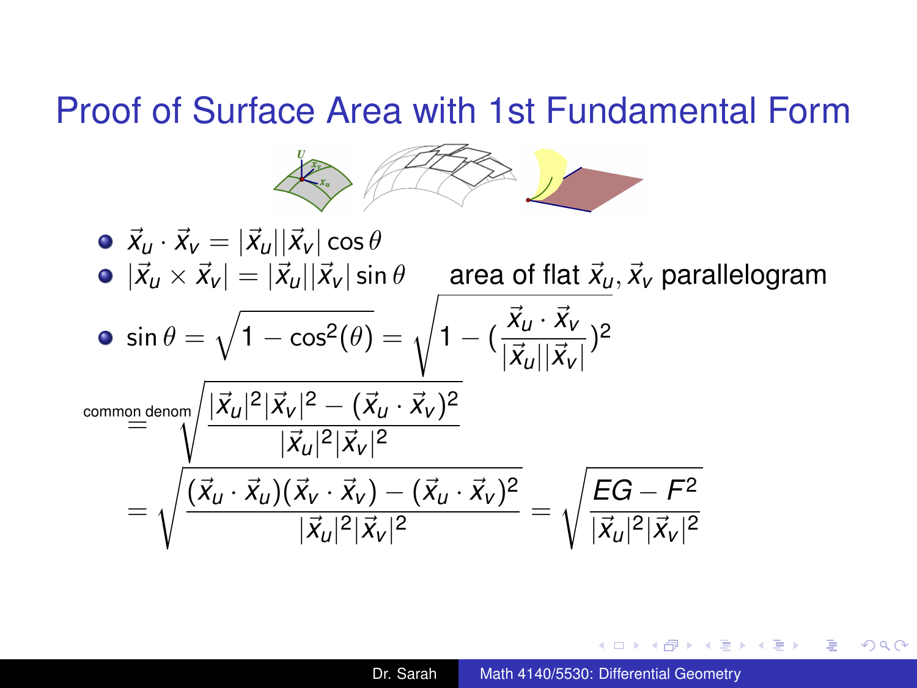# Proof of Surface Area with 1st Fundamental Form

- $\vec{x}_u \cdot \vec{x}_v = |\vec{x}_u||\vec{x}_v|\cos\theta$
- $|\vec{x}_u \times \vec{x}_v| = |\vec{x}_u||\vec{x}_v|\sin\theta$ area of flat $\vec{x}_u, \vec{x}_v$ parallelogram
- $\sin\theta = \sqrt{1 - \cos^2(\theta)} = \sqrt{1 - (\frac{\vec{x}_u \cdot \vec{x}_v}{|\vec{x}_u||\vec{x}_v|})^2}$

$$\overset{\text{common denom}}{=} \sqrt{\frac{|\vec{x}_u|^2|\vec{x}_v|^2 - (\vec{x}_u \cdot \vec{x}_v)^2}{|\vec{x}_u|^2|\vec{x}_v|^2}}$$

$$= \sqrt{\frac{(\vec{x}_u \cdot \vec{x}_u)(\vec{x}_v \cdot \vec{x}_v) - (\vec{x}_u \cdot \vec{x}_v)^2}{|\vec{x}_u|^2|\vec{x}_v|^2}} = \sqrt{\frac{EG - F^2}{|\vec{x}_u|^2|\vec{x}_v|^2}}$$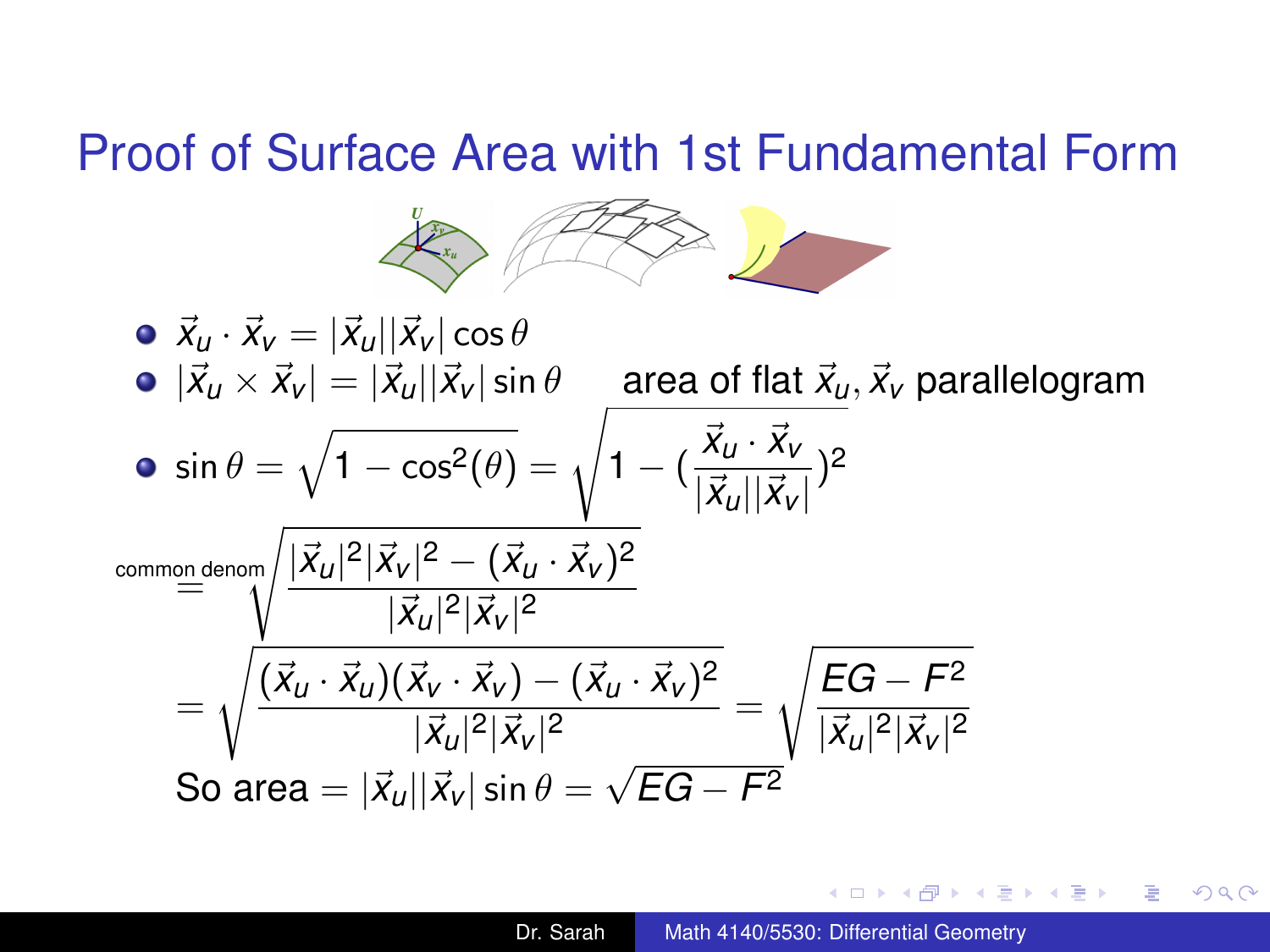# Proof of Surface Area with 1st Fundamental Form

- $\vec{x}_u \cdot \vec{x}_v = |\vec{x}_u||\vec{x}_v|\cos\theta$
- $|\vec{x}_u \times \vec{x}_v| = |\vec{x}_u||\vec{x}_v|\sin\theta$ area of flat $\vec{x}_u, \vec{x}_v$ parallelogram
- $\sin\theta = \sqrt{1-\cos^2(\theta)} = \sqrt{1-(\frac{\vec{x}_u \cdot \vec{x}_v}{|\vec{x}_u||\vec{x}_v|})^2}$

$$\overset{\text{common denom}}{=} \sqrt{\frac{|\vec{x}_u|^2|\vec{x}_v|^2 - (\vec{x}_u \cdot \vec{x}_v)^2}{|\vec{x}_u|^2|\vec{x}_v|^2}}$$

$$= \sqrt{\frac{(\vec{x}_u \cdot \vec{x}_u)(\vec{x}_v \cdot \vec{x}_v) - (\vec{x}_u \cdot \vec{x}_v)^2}{|\vec{x}_u|^2|\vec{x}_v|^2}} = \sqrt{\frac{EG-F^2}{|\vec{x}_u|^2|\vec{x}_v|^2}}$$

So area $= |\vec{x}_u||\vec{x}_v|\sin\theta = \sqrt{EG-F^2}$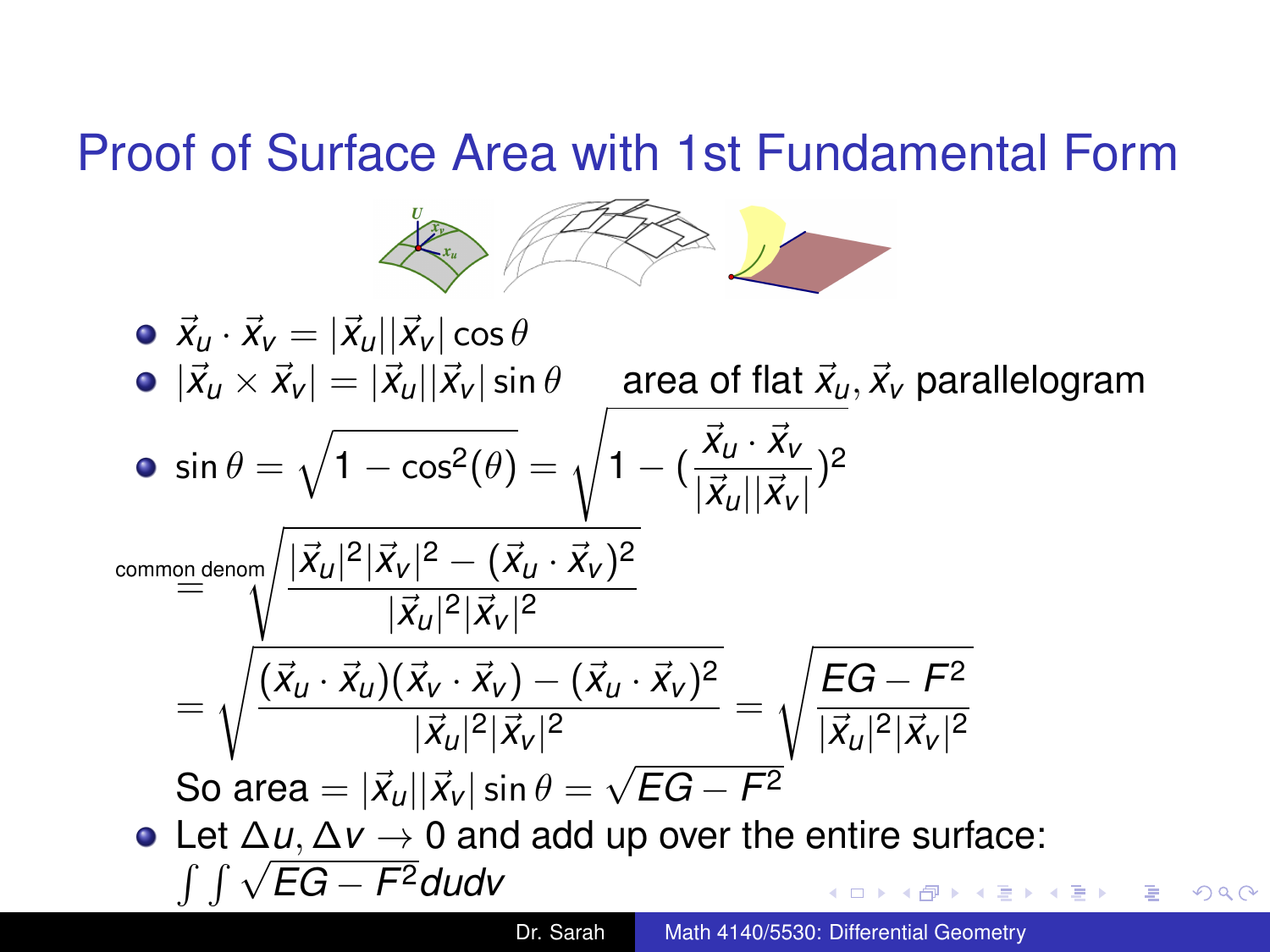# Proof of Surface Area with 1st Fundamental Form

- $\vec{x}_u \cdot \vec{x}_v = |\vec{x}_u||\vec{x}_v| \cos\theta$
- $|\vec{x}_u \times \vec{x}_v| = |\vec{x}_u||\vec{x}_v| \sin\theta$ area of flat $\vec{x}_u, \vec{x}_v$ parallelogram
- $\sin\theta = \sqrt{1 - \cos^2(\theta)} = \sqrt{1 - (\frac{\vec{x}_u \cdot \vec{x}_v}{|\vec{x}_u||\vec{x}_v|})^2}$

$$\stackrel{\text{common denom}}{=} \sqrt{\frac{|\vec{x}_u|^2|\vec{x}_v|^2 - (\vec{x}_u \cdot \vec{x}_v)^2}{|\vec{x}_u|^2|\vec{x}_v|^2}}$$

$$= \sqrt{\frac{(\vec{x}_u \cdot \vec{x}_u)(\vec{x}_v \cdot \vec{x}_v) - (\vec{x}_u \cdot \vec{x}_v)^2}{|\vec{x}_u|^2|\vec{x}_v|^2}} = \sqrt{\frac{EG - F^2}{|\vec{x}_u|^2|\vec{x}_v|^2}}$$

So area $= |\vec{x}_u||\vec{x}_v| \sin\theta = \sqrt{EG - F^2}$

- Let $\Delta u, \Delta v \to 0$ and add up over the entire surface: $\int\int \sqrt{EG - F^2} du dv$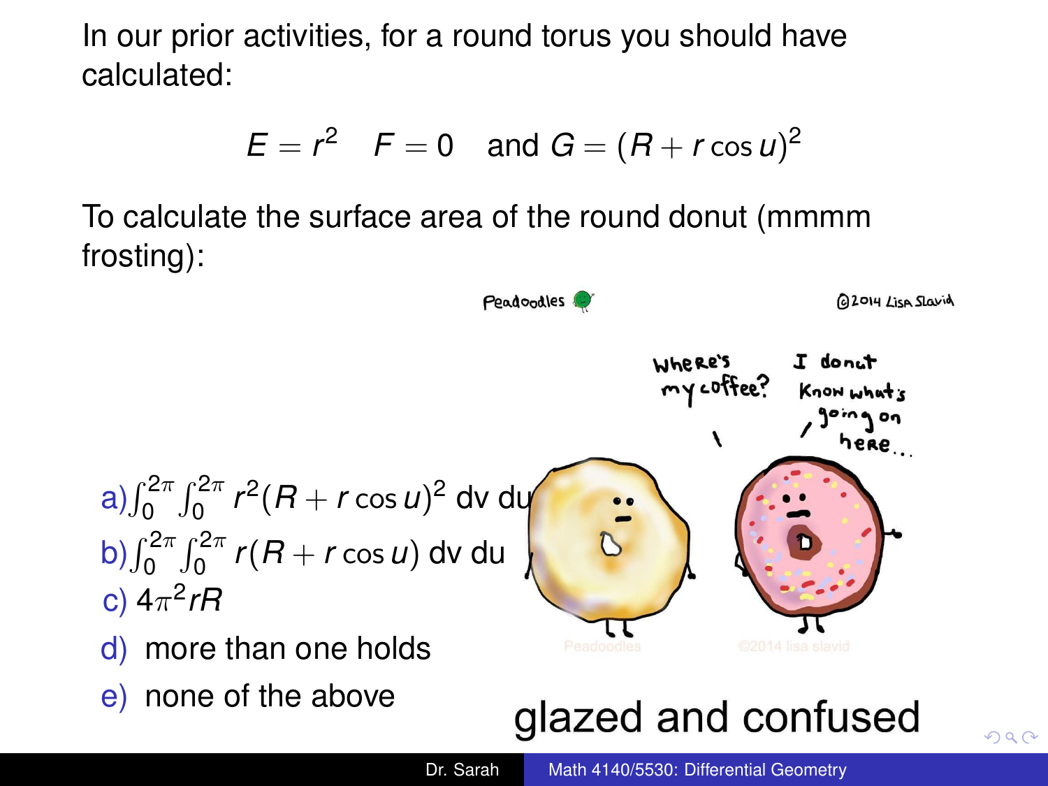In our prior activities, for a round torus you should have calculated:

$$E = r^2 \quad F = 0 \quad \text{and } G = (R + r\cos u)^2$$

To calculate the surface area of the round donut (mmmm frosting):

a) $\int_0^{2\pi} \int_0^{2\pi} r^2(R + r\cos u)^2 \, dv \, du$

b) $\int_0^{2\pi} \int_0^{2\pi} r(R + r\cos u) \, dv \, du$

c) $4\pi^2 rR$

d) more than one holds

e) none of the above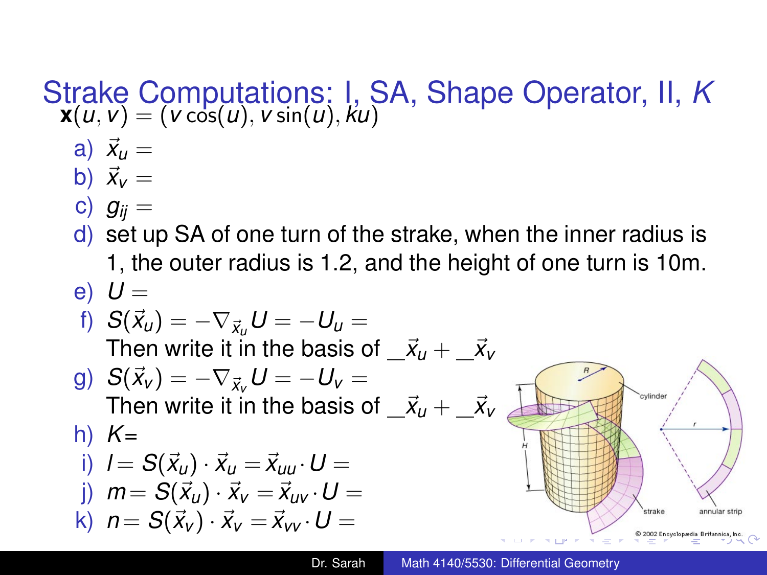# Strake Computations: I, SA, Shape Operator, II, $K$

$\mathbf{x}(u, v) = (v\cos(u), v\sin(u), ku)$

a) $\vec{x}_u =$

b) $\vec{x}_v =$

c) $g_{ij} =$

d) set up SA of one turn of the strake, when the inner radius is 1, the outer radius is 1.2, and the height of one turn is 10m.

e) $U =$

f) $S(\vec{x}_u) = -\nabla_{\vec{x}_u} U = -U_u =$
Then write it in the basis of $\_\vec{x}_u + \_\vec{x}_v$

g) $S(\vec{x}_v) = -\nabla_{\vec{x}_v} U = -U_v =$
Then write it in the basis of $\_\vec{x}_u + \_\vec{x}_v$

h) $K=$

i) $l = S(\vec{x}_u) \cdot \vec{x}_u = \vec{x}_{uu} \cdot U =$

j) $m = S(\vec{x}_u) \cdot \vec{x}_v = \vec{x}_{uv} \cdot U =$

k) $n = S(\vec{x}_v) \cdot \vec{x}_v = \vec{x}_{vv} \cdot U =$

R
cylinder
r
H
strake
annular strip
© 2002 Encyclopædia Britannica, Inc.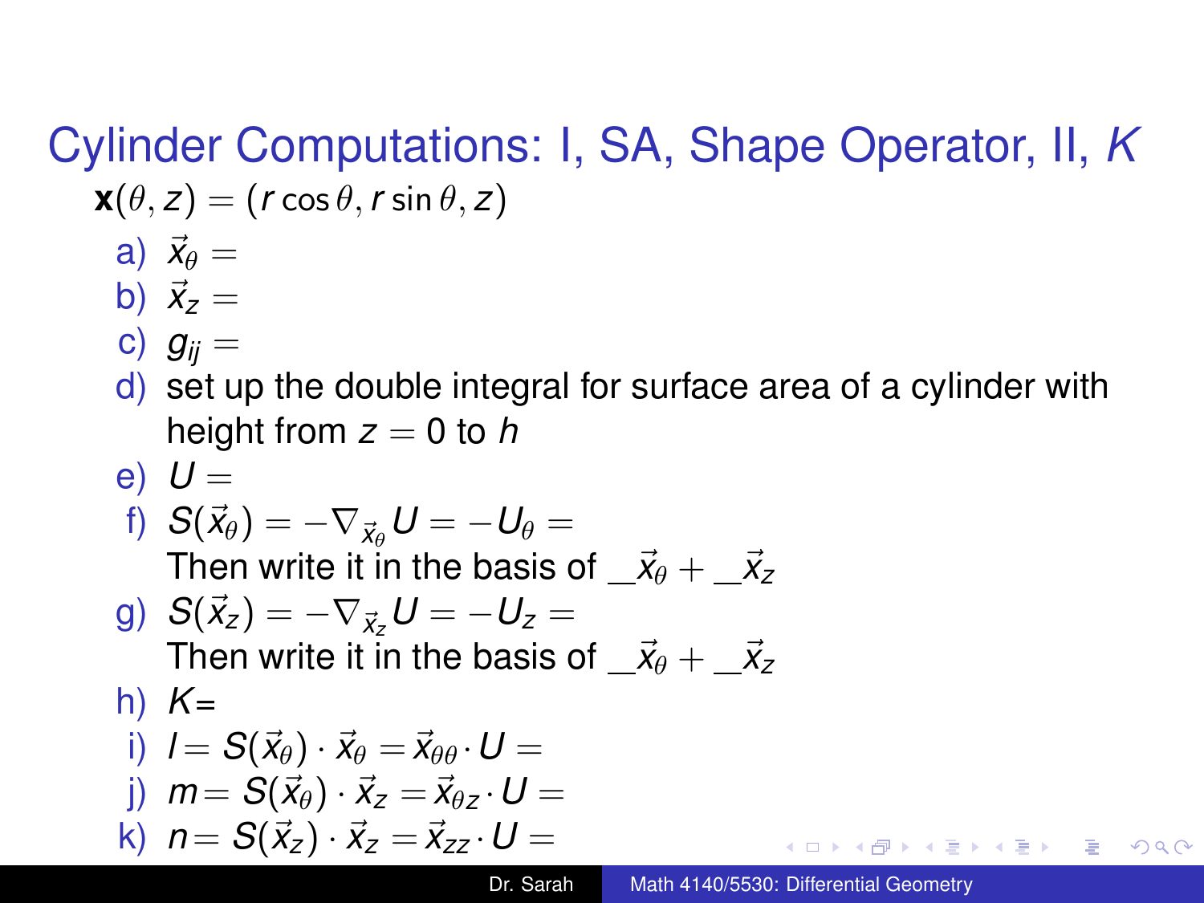# Cylinder Computations: I, SA, Shape Operator, II, $K$

$\mathbf{x}(\theta, z) = (r\cos\theta, r\sin\theta, z)$

a) $\vec{x}_\theta =$

b) $\vec{x}_z =$

c) $g_{ij} =$

d) set up the double integral for surface area of a cylinder with height from $z = 0$ to $h$

e) $U =$

f) $S(\vec{x}_\theta) = -\nabla_{\vec{x}_\theta} U = -U_\theta =$
Then write it in the basis of $\_\vec{x}_\theta + \_\vec{x}_z$

g) $S(\vec{x}_z) = -\nabla_{\vec{x}_z} U = -U_z =$
Then write it in the basis of $\_\vec{x}_\theta + \_\vec{x}_z$

h) $K=$

i) $l = S(\vec{x}_\theta) \cdot \vec{x}_\theta = \vec{x}_{\theta\theta} \cdot U =$

j) $m = S(\vec{x}_\theta) \cdot \vec{x}_z = \vec{x}_{\theta z} \cdot U =$

k) $n = S(\vec{x}_z) \cdot \vec{x}_z = \vec{x}_{zz} \cdot U =$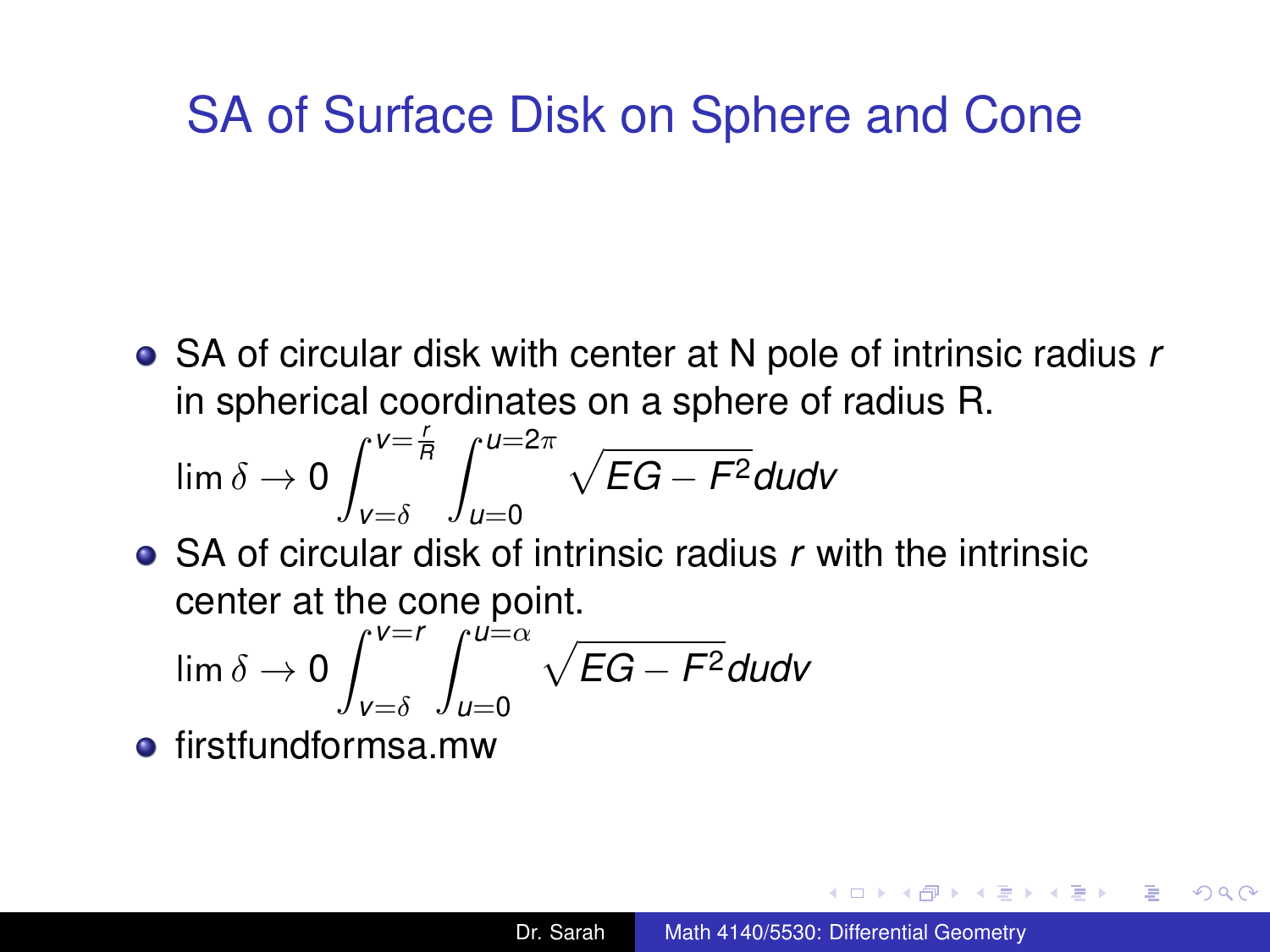# SA of Surface Disk on Sphere and Cone

- SA of circular disk with center at N pole of intrinsic radius $r$ in spherical coordinates on a sphere of radius R.
  $\lim \delta \to 0 \int_{v=\delta}^{v=\frac{r}{R}} \int_{u=0}^{u=2\pi} \sqrt{EG - F^2} du dv$
- SA of circular disk of intrinsic radius $r$ with the intrinsic center at the cone point.
  $\lim \delta \to 0 \int_{v=\delta}^{v=r} \int_{u=0}^{u=\alpha} \sqrt{EG - F^2} du dv$
- firstfundformsa.mw